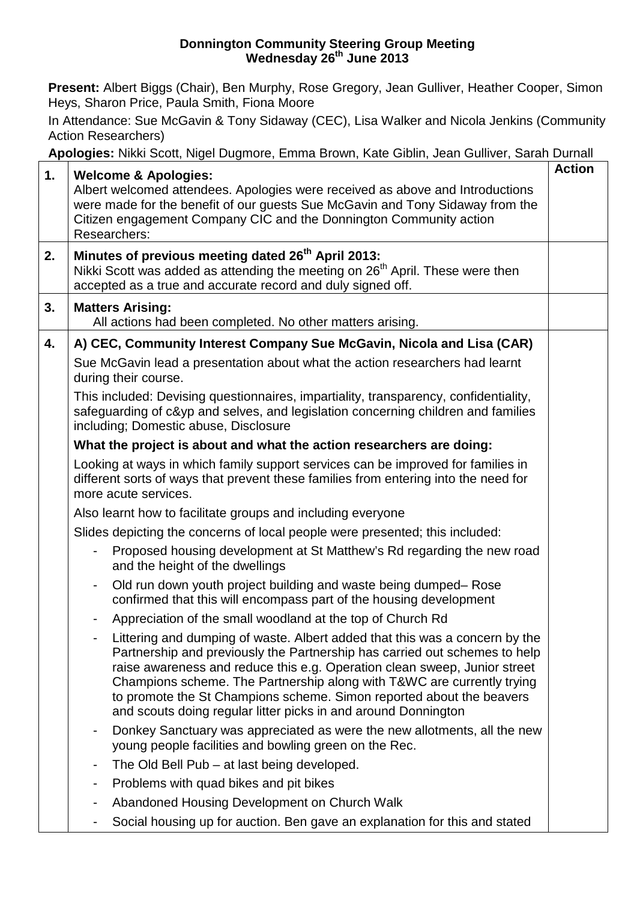**Donnington Community Steering Group Meeting**
**Wednesday 26th June 2013**

**Present:** Albert Biggs (Chair), Ben Murphy, Rose Gregory, Jean Gulliver, Heather Cooper, Simon Heys, Sharon Price, Paula Smith, Fiona Moore

In Attendance: Sue McGavin & Tony Sidaway (CEC), Lisa Walker and Nicola Jenkins (Community Action Researchers)

**Apologies:** Nikki Scott, Nigel Dugmore, Emma Brown, Kate Giblin, Jean Gulliver, Sarah Durnall

| | | **Action** |
|---|---|---|
| **1.** | **Welcome & Apologies:**<br>Albert welcomed attendees. Apologies were received as above and Introductions were made for the benefit of our guests Sue McGavin and Tony Sidaway from the Citizen engagement Company CIC and the Donnington Community action Researchers: | |
| **2.** | **Minutes of previous meeting dated 26th April 2013:**<br>Nikki Scott was added as attending the meeting on 26th April. These were then accepted as a true and accurate record and duly signed off. | |
| **3.** | **Matters Arising:**<br>All actions had been completed. No other matters arising. | |
| **4.** | **A) CEC, Community Interest Company Sue McGavin, Nicola and Lisa (CAR)**<br>Sue McGavin lead a presentation about what the action researchers had learnt during their course.<br>This included: Devising questionnaires, impartiality, transparency, confidentiality, safeguarding of c&yp and selves, and legislation concerning children and families including; Domestic abuse, Disclosure<br>**What the project is about and what the action researchers are doing:**<br>Looking at ways in which family support services can be improved for families in different sorts of ways that prevent these families from entering into the need for more acute services.<br>Also learnt how to facilitate groups and including everyone<br>Slides depicting the concerns of local people were presented; this included:<br>- Proposed housing development at St Matthew's Rd regarding the new road and the height of the dwellings<br>- Old run down youth project building and waste being dumped– Rose confirmed that this will encompass part of the housing development<br>- Appreciation of the small woodland at the top of Church Rd<br>- Littering and dumping of waste. Albert added that this was a concern by the Partnership and previously the Partnership has carried out schemes to help raise awareness and reduce this e.g. Operation clean sweep, Junior street Champions scheme. The Partnership along with T&WC are currently trying to promote the St Champions scheme. Simon reported about the beavers and scouts doing regular litter picks in and around Donnington<br>- Donkey Sanctuary was appreciated as were the new allotments, all the new young people facilities and bowling green on the Rec.<br>- The Old Bell Pub – at last being developed.<br>- Problems with quad bikes and pit bikes<br>- Abandoned Housing Development on Church Walk<br>- Social housing up for auction. Ben gave an explanation for this and stated | |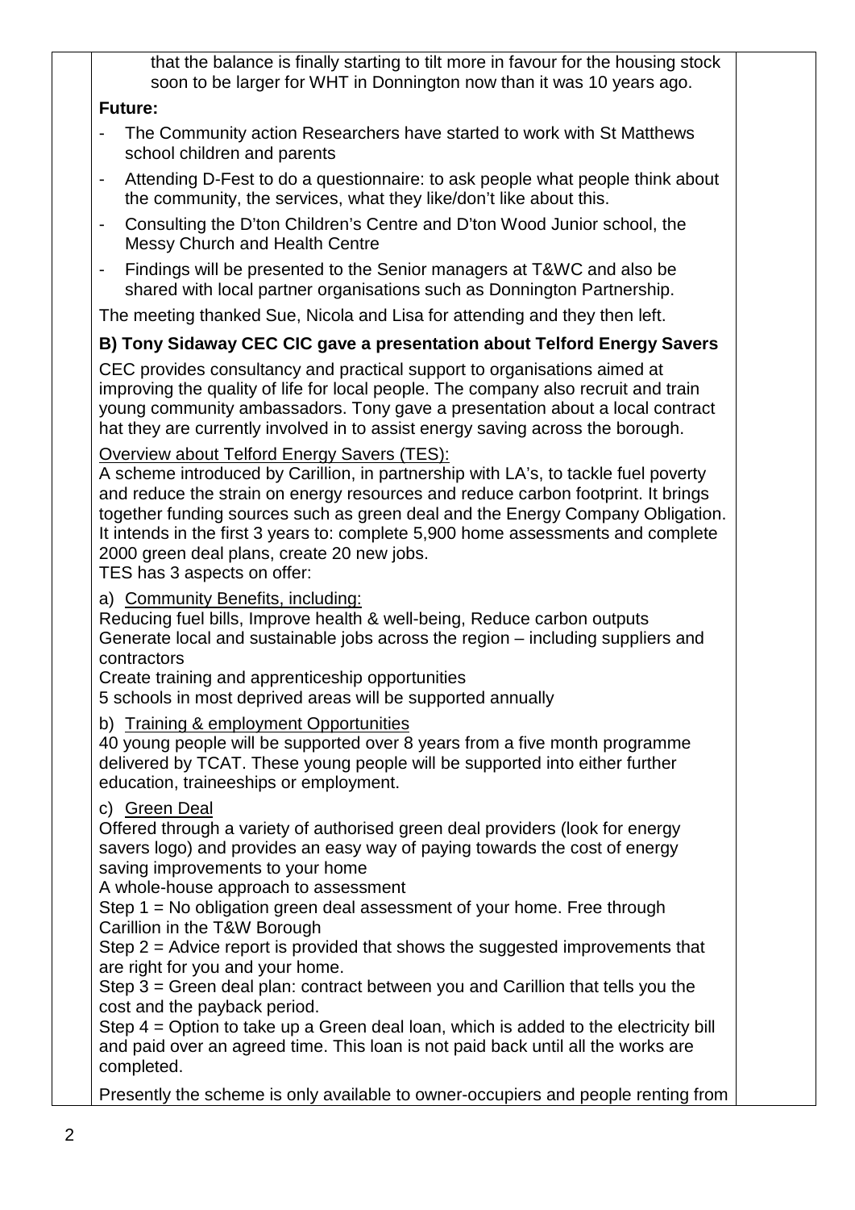that the balance is finally starting to tilt more in favour for the housing stock soon to be larger for WHT in Donnington now than it was 10 years ago.

**Future:**

- The Community action Researchers have started to work with St Matthews school children and parents
- Attending D-Fest to do a questionnaire: to ask people what people think about the community, the services, what they like/don't like about this.
- Consulting the D'ton Children's Centre and D'ton Wood Junior school, the Messy Church and Health Centre
- Findings will be presented to the Senior managers at T&WC and also be shared with local partner organisations such as Donnington Partnership.

The meeting thanked Sue, Nicola and Lisa for attending and they then left.

**B) Tony Sidaway CEC CIC gave a presentation about Telford Energy Savers**

CEC provides consultancy and practical support to organisations aimed at improving the quality of life for local people. The company also recruit and train young community ambassadors. Tony gave a presentation about a local contract hat they are currently involved in to assist energy saving across the borough.

Overview about Telford Energy Savers (TES):
A scheme introduced by Carillion, in partnership with LA's, to tackle fuel poverty and reduce the strain on energy resources and reduce carbon footprint. It brings together funding sources such as green deal and the Energy Company Obligation. It intends in the first 3 years to: complete 5,900 home assessments and complete 2000 green deal plans, create 20 new jobs.
TES has 3 aspects on offer:

a) Community Benefits, including:
Reducing fuel bills, Improve health & well-being, Reduce carbon outputs
Generate local and sustainable jobs across the region – including suppliers and contractors
Create training and apprenticeship opportunities
5 schools in most deprived areas will be supported annually

b) Training & employment Opportunities
40 young people will be supported over 8 years from a five month programme delivered by TCAT. These young people will be supported into either further education, traineeships or employment.

c) Green Deal
Offered through a variety of authorised green deal providers (look for energy savers logo) and provides an easy way of paying towards the cost of energy saving improvements to your home
A whole-house approach to assessment
Step 1 = No obligation green deal assessment of your home. Free through Carillion in the T&W Borough
Step 2 = Advice report is provided that shows the suggested improvements that are right for you and your home.
Step 3 = Green deal plan: contract between you and Carillion that tells you the cost and the payback period.
Step 4 = Option to take up a Green deal loan, which is added to the electricity bill and paid over an agreed time. This loan is not paid back until all the works are completed.

Presently the scheme is only available to owner-occupiers and people renting from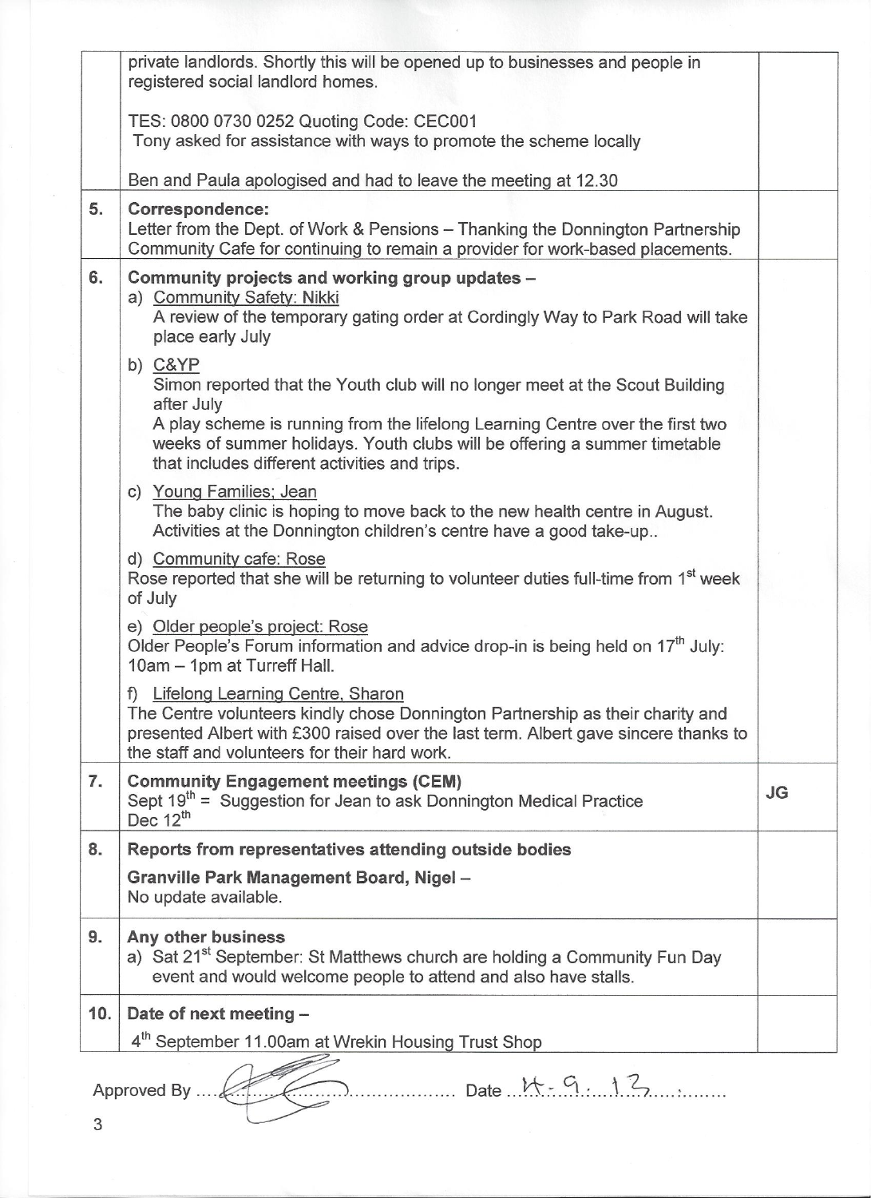| | | |
|---|---|---|
| | private landlords. Shortly this will be opened up to businesses and people in registered social landlord homes.<br><br>TES: 0800 0730 0252 Quoting Code: CEC001<br>Tony asked for assistance with ways to promote the scheme locally<br><br>Ben and Paula apologised and had to leave the meeting at 12.30 | |
| 5. | **Correspondence:**<br>Letter from the Dept. of Work & Pensions – Thanking the Donnington Partnership Community Cafe for continuing to remain a provider for work-based placements. | |
| 6. | **Community projects and working group updates –**<br>a) Community Safety: Nikki<br>A review of the temporary gating order at Cordingly Way to Park Road will take place early July<br><br>b) C&YP<br>Simon reported that the Youth club will no longer meet at the Scout Building after July<br>A play scheme is running from the lifelong Learning Centre over the first two weeks of summer holidays. Youth clubs will be offering a summer timetable that includes different activities and trips.<br><br>c) Young Families; Jean<br>The baby clinic is hoping to move back to the new health centre in August. Activities at the Donnington children's centre have a good take-up..<br><br>d) Community cafe: Rose<br>Rose reported that she will be returning to volunteer duties full-time from 1st week of July<br><br>e) Older people's project: Rose<br>Older People's Forum information and advice drop-in is being held on 17th July: 10am – 1pm at Turreff Hall.<br><br>f) Lifelong Learning Centre, Sharon<br>The Centre volunteers kindly chose Donnington Partnership as their charity and presented Albert with £300 raised over the last term. Albert gave sincere thanks to the staff and volunteers for their hard work. | |
| 7. | **Community Engagement meetings (CEM)**<br>Sept 19th = Suggestion for Jean to ask Donnington Medical Practice<br>Dec 12th | JG |
| 8. | **Reports from representatives attending outside bodies**<br><br>**Granville Park Management Board, Nigel –**<br>No update available. | |
| 9. | **Any other business**<br>a) Sat 21st September: St Matthews church are holding a Community Fun Day event and would welcome people to attend and also have stalls. | |
| 10. | **Date of next meeting –**<br>4th September 11.00am at Wrekin Housing Trust Shop | |

Approved By ............................................ Date 4-9-13